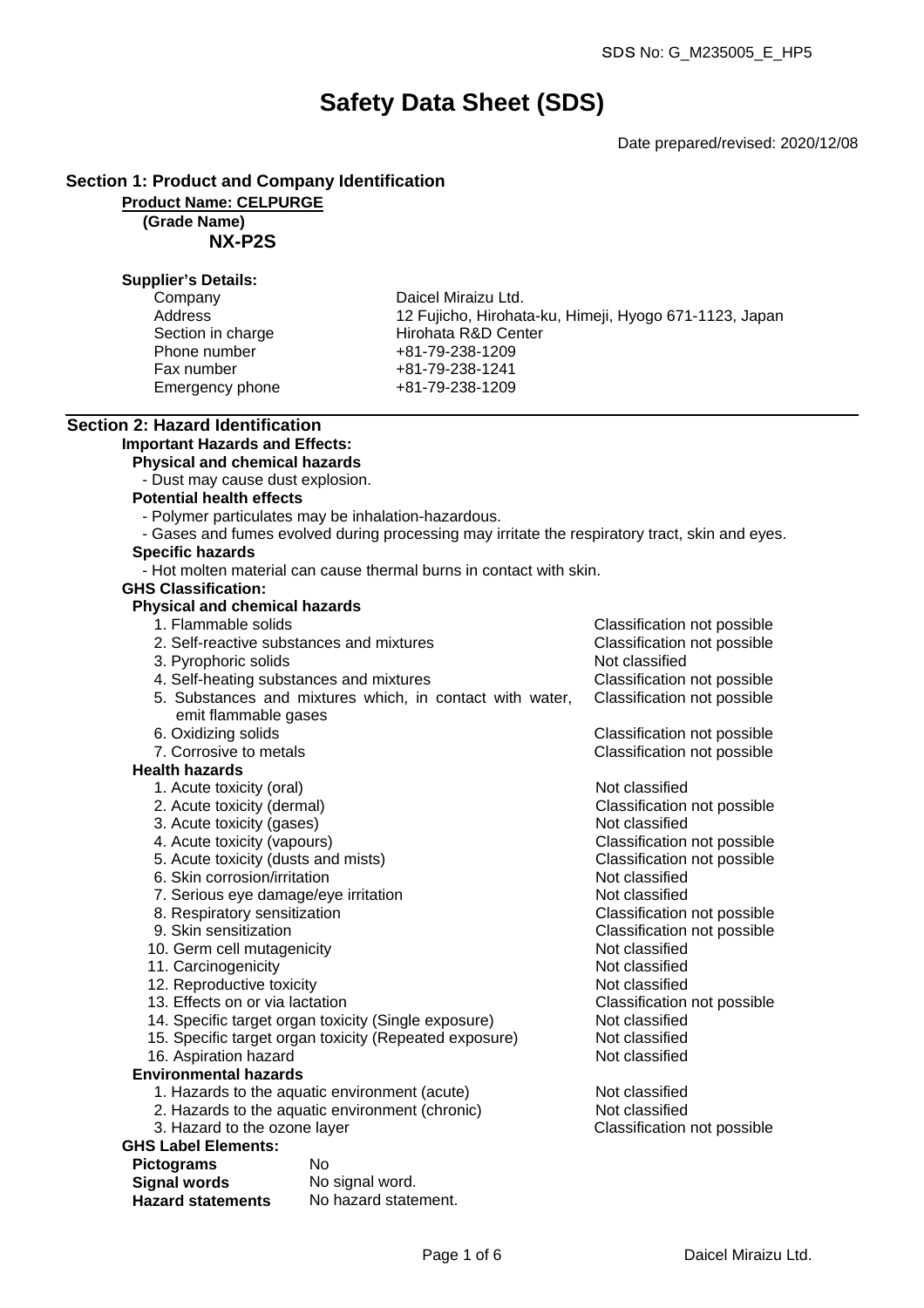SDS No: G_M235005_E_HP5

# Safety Data Sheet (SDS)

Date prepared/revised: 2020/12/08

## Section 1: Product and Company Identification

**Product Name: CELPURGE**

**(Grade Name)**

**NX-P2S**

**Supplier's Details:**

| | |
|---|---|
| Company | Daicel Miraizu Ltd. |
| Address | 12 Fujicho, Hirohata-ku, Himeji, Hyogo 671-1123, Japan |
| Section in charge | Hirohata R&D Center |
| Phone number | +81-79-238-1209 |
| Fax number | +81-79-238-1241 |
| Emergency phone | +81-79-238-1209 |

## Section 2: Hazard Identification

**Important Hazards and Effects:**

**Physical and chemical hazards**

- Dust may cause dust explosion.

**Potential health effects**

- Polymer particulates may be inhalation-hazardous.
- Gases and fumes evolved during processing may irritate the respiratory tract, skin and eyes.

**Specific hazards**

- Hot molten material can cause thermal burns in contact with skin.

**GHS Classification:**

**Physical and chemical hazards**

| | |
|---|---|
| 1. Flammable solids | Classification not possible |
| 2. Self-reactive substances and mixtures | Classification not possible |
| 3. Pyrophoric solids | Not classified |
| 4. Self-heating substances and mixtures | Classification not possible |
| 5. Substances and mixtures which, in contact with water, emit flammable gases | Classification not possible |
| 6. Oxidizing solids | Classification not possible |
| 7. Corrosive to metals | Classification not possible |

**Health hazards**

| | |
|---|---|
| 1. Acute toxicity (oral) | Not classified |
| 2. Acute toxicity (dermal) | Classification not possible |
| 3. Acute toxicity (gases) | Not classified |
| 4. Acute toxicity (vapours) | Classification not possible |
| 5. Acute toxicity (dusts and mists) | Classification not possible |
| 6. Skin corrosion/irritation | Not classified |
| 7. Serious eye damage/eye irritation | Not classified |
| 8. Respiratory sensitization | Classification not possible |
| 9. Skin sensitization | Classification not possible |
| 10. Germ cell mutagenicity | Not classified |
| 11. Carcinogenicity | Not classified |
| 12. Reproductive toxicity | Not classified |
| 13. Effects on or via lactation | Classification not possible |
| 14. Specific target organ toxicity (Single exposure) | Not classified |
| 15. Specific target organ toxicity (Repeated exposure) | Not classified |
| 16. Aspiration hazard | Not classified |

**Environmental hazards**

| | |
|---|---|
| 1. Hazards to the aquatic environment (acute) | Not classified |
| 2. Hazards to the aquatic environment (chronic) | Not classified |
| 3. Hazard to the ozone layer | Classification not possible |

**GHS Label Elements:**

| | |
|---|---|
| **Pictograms** | No |
| **Signal words** | No signal word. |
| **Hazard statements** | No hazard statement. |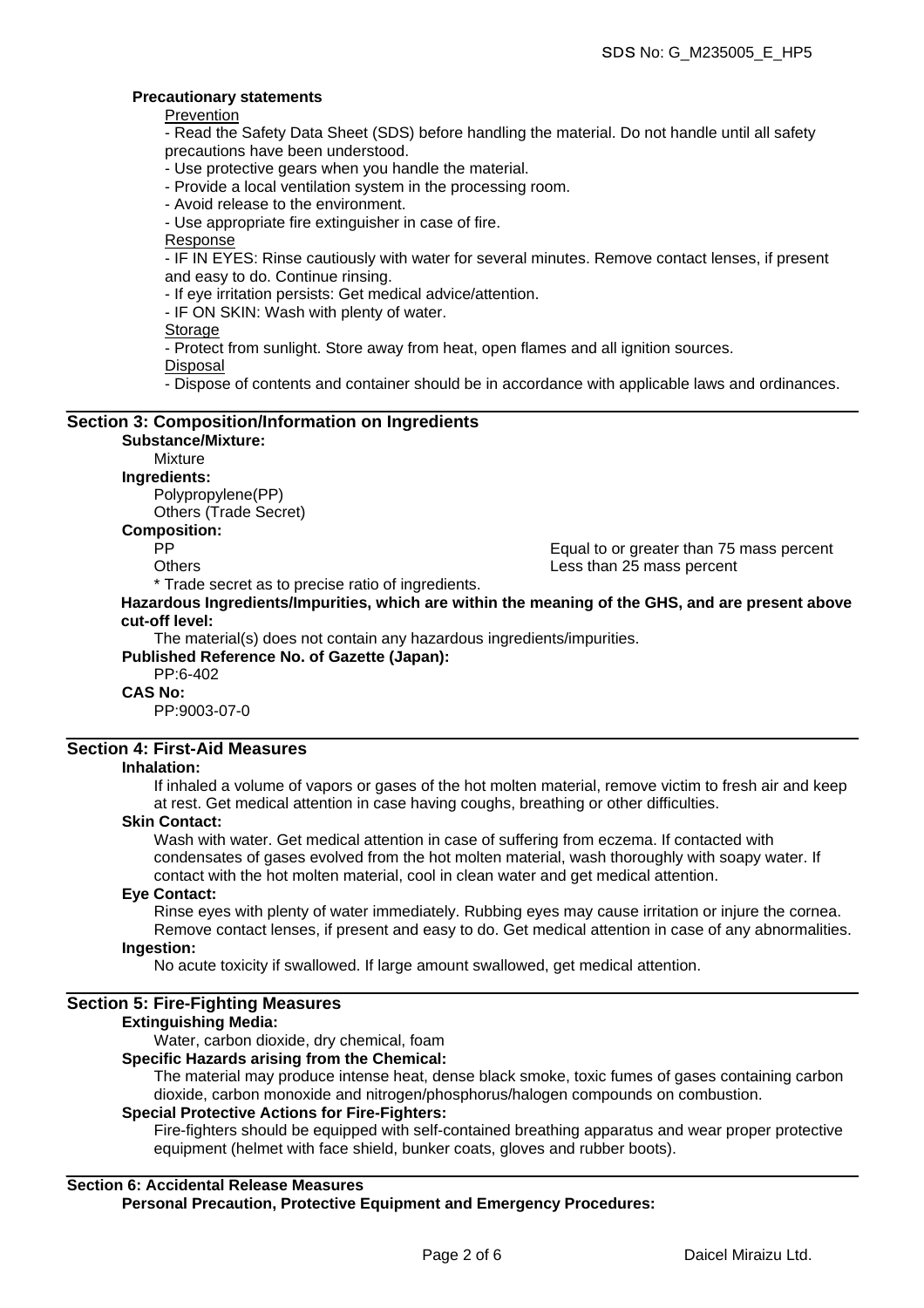**Precautionary statements**

Prevention

- Read the Safety Data Sheet (SDS) before handling the material. Do not handle until all safety precautions have been understood.
- Use protective gears when you handle the material.
- Provide a local ventilation system in the processing room.
- Avoid release to the environment.
- Use appropriate fire extinguisher in case of fire.

Response

- IF IN EYES: Rinse cautiously with water for several minutes. Remove contact lenses, if present and easy to do. Continue rinsing.
- If eye irritation persists: Get medical advice/attention.
- IF ON SKIN: Wash with plenty of water.

Storage

- Protect from sunlight. Store away from heat, open flames and all ignition sources.

Disposal

- Dispose of contents and container should be in accordance with applicable laws and ordinances.

## Section 3: Composition/Information on Ingredients

**Substance/Mixture:**

Mixture

**Ingredients:**

Polypropylene(PP)
Others (Trade Secret)

**Composition:**

| | |
|---|---|
| PP | Equal to or greater than 75 mass percent |
| Others | Less than 25 mass percent |

\* Trade secret as to precise ratio of ingredients.

**Hazardous Ingredients/Impurities, which are within the meaning of the GHS, and are present above cut-off level:**

The material(s) does not contain any hazardous ingredients/impurities.

**Published Reference No. of Gazette (Japan):**

PP:6-402

**CAS No:**

PP:9003-07-0

## Section 4: First-Aid Measures

**Inhalation:**

If inhaled a volume of vapors or gases of the hot molten material, remove victim to fresh air and keep at rest. Get medical attention in case having coughs, breathing or other difficulties.

**Skin Contact:**

Wash with water. Get medical attention in case of suffering from eczema. If contacted with condensates of gases evolved from the hot molten material, wash thoroughly with soapy water. If contact with the hot molten material, cool in clean water and get medical attention.

**Eye Contact:**

Rinse eyes with plenty of water immediately. Rubbing eyes may cause irritation or injure the cornea. Remove contact lenses, if present and easy to do. Get medical attention in case of any abnormalities.

**Ingestion:**

No acute toxicity if swallowed. If large amount swallowed, get medical attention.

## Section 5: Fire-Fighting Measures

**Extinguishing Media:**

Water, carbon dioxide, dry chemical, foam

**Specific Hazards arising from the Chemical:**

The material may produce intense heat, dense black smoke, toxic fumes of gases containing carbon dioxide, carbon monoxide and nitrogen/phosphorus/halogen compounds on combustion.

**Special Protective Actions for Fire-Fighters:**

Fire-fighters should be equipped with self-contained breathing apparatus and wear proper protective equipment (helmet with face shield, bunker coats, gloves and rubber boots).

## Section 6: Accidental Release Measures

**Personal Precaution, Protective Equipment and Emergency Procedures:**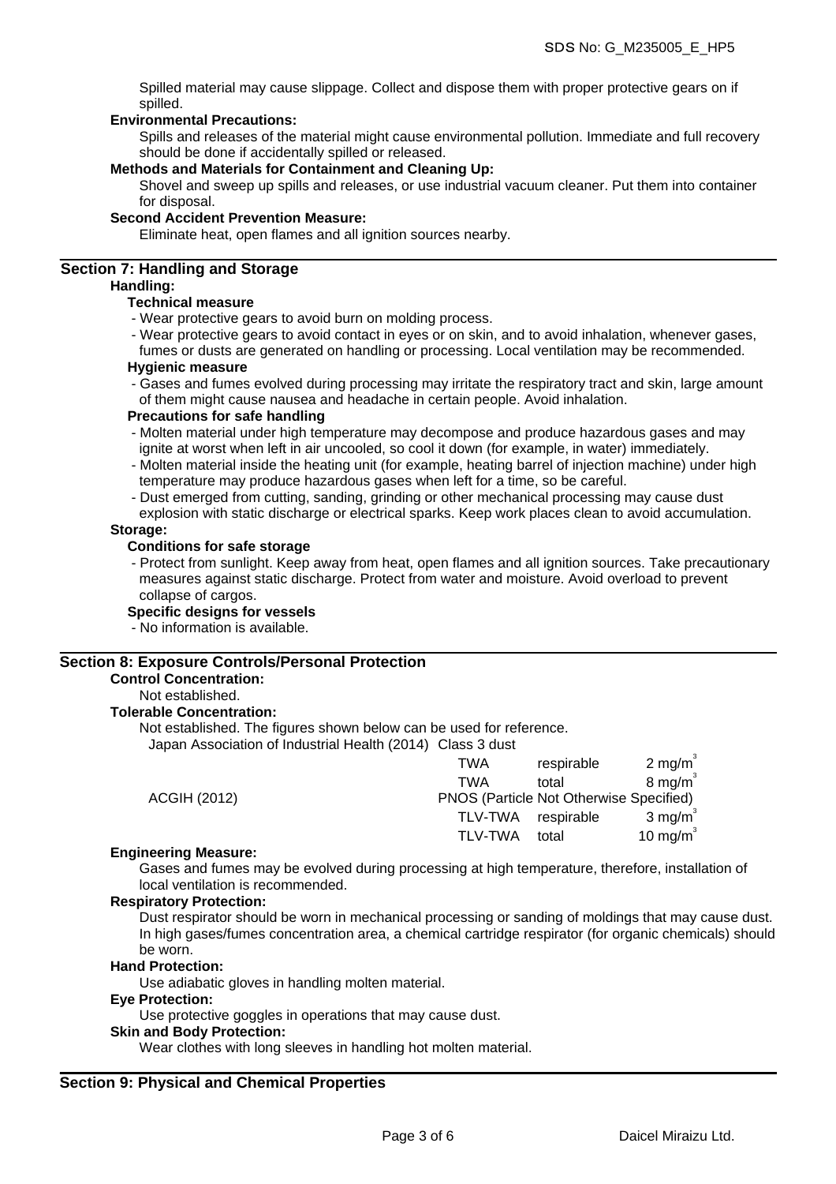Spilled material may cause slippage. Collect and dispose them with proper protective gears on if spilled.

**Environmental Precautions:**

Spills and releases of the material might cause environmental pollution. Immediate and full recovery should be done if accidentally spilled or released.

**Methods and Materials for Containment and Cleaning Up:**

Shovel and sweep up spills and releases, or use industrial vacuum cleaner. Put them into container for disposal.

**Second Accident Prevention Measure:**

Eliminate heat, open flames and all ignition sources nearby.

## Section 7: Handling and Storage

**Handling:**

**Technical measure**

- Wear protective gears to avoid burn on molding process.
- Wear protective gears to avoid contact in eyes or on skin, and to avoid inhalation, whenever gases, fumes or dusts are generated on handling or processing. Local ventilation may be recommended.

**Hygienic measure**

- Gases and fumes evolved during processing may irritate the respiratory tract and skin, large amount of them might cause nausea and headache in certain people. Avoid inhalation.

**Precautions for safe handling**

- Molten material under high temperature may decompose and produce hazardous gases and may ignite at worst when left in air uncooled, so cool it down (for example, in water) immediately.
- Molten material inside the heating unit (for example, heating barrel of injection machine) under high temperature may produce hazardous gases when left for a time, so be careful.
- Dust emerged from cutting, sanding, grinding or other mechanical processing may cause dust explosion with static discharge or electrical sparks. Keep work places clean to avoid accumulation.

**Storage:**

**Conditions for safe storage**

- Protect from sunlight. Keep away from heat, open flames and all ignition sources. Take precautionary measures against static discharge. Protect from water and moisture. Avoid overload to prevent collapse of cargos.

**Specific designs for vessels**

- No information is available.

## Section 8: Exposure Controls/Personal Protection

**Control Concentration:**

Not established.

**Tolerable Concentration:**

Not established. The figures shown below can be used for reference.

| | | | |
|---|---|---|---|
| Japan Association of Industrial Health (2014) | Class 3 dust | | |
| | TWA | respirable | 2 mg/m$^3$ |
| | TWA | total | 8 mg/m$^3$ |
| ACGIH (2012) | PNOS (Particle Not Otherwise Specified) | | |
| | TLV-TWA | respirable | 3 mg/m$^3$ |
| | TLV-TWA | total | 10 mg/m$^3$ |

**Engineering Measure:**

Gases and fumes may be evolved during processing at high temperature, therefore, installation of local ventilation is recommended.

**Respiratory Protection:**

Dust respirator should be worn in mechanical processing or sanding of moldings that may cause dust. In high gases/fumes concentration area, a chemical cartridge respirator (for organic chemicals) should be worn.

**Hand Protection:**

Use adiabatic gloves in handling molten material.

**Eye Protection:**

Use protective goggles in operations that may cause dust.

**Skin and Body Protection:**

Wear clothes with long sleeves in handling hot molten material.

## Section 9: Physical and Chemical Properties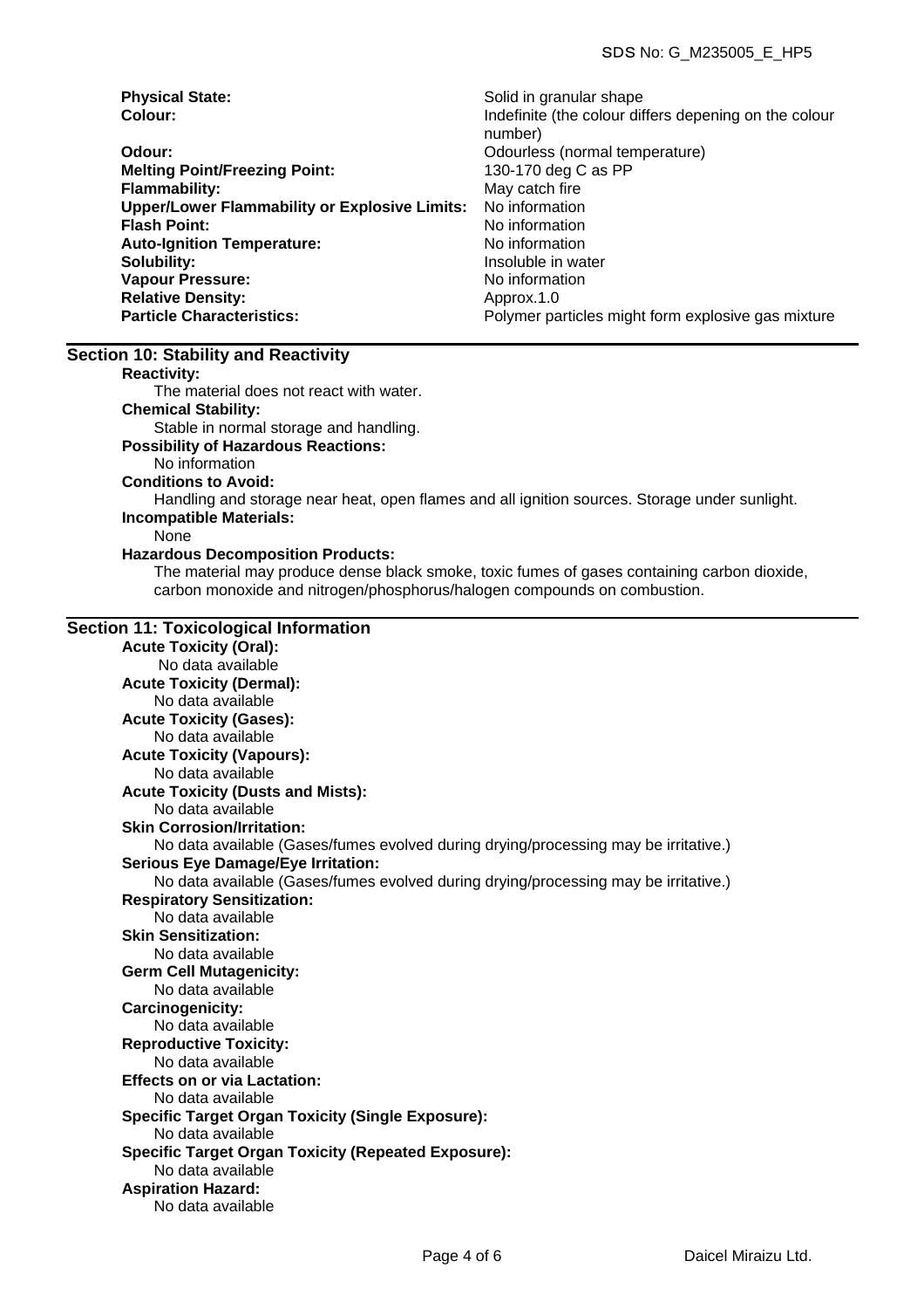| | |
|---|---|
| **Physical State:** | Solid in granular shape |
| **Colour:** | Indefinite (the colour differs depening on the colour number) |
| **Odour:** | Odourless (normal temperature) |
| **Melting Point/Freezing Point:** | 130-170 deg C as PP |
| **Flammability:** | May catch fire |
| **Upper/Lower Flammability or Explosive Limits:** | No information |
| **Flash Point:** | No information |
| **Auto-Ignition Temperature:** | No information |
| **Solubility:** | Insoluble in water |
| **Vapour Pressure:** | No information |
| **Relative Density:** | Approx.1.0 |
| **Particle Characteristics:** | Polymer particles might form explosive gas mixture |

## Section 10: Stability and Reactivity

**Reactivity:**
The material does not react with water.

**Chemical Stability:**
Stable in normal storage and handling.

**Possibility of Hazardous Reactions:**
No information

**Conditions to Avoid:**
Handling and storage near heat, open flames and all ignition sources. Storage under sunlight.

**Incompatible Materials:**
None

**Hazardous Decomposition Products:**
The material may produce dense black smoke, toxic fumes of gases containing carbon dioxide, carbon monoxide and nitrogen/phosphorus/halogen compounds on combustion.

## Section 11: Toxicological Information

**Acute Toxicity (Oral):**
No data available

**Acute Toxicity (Dermal):**
No data available

**Acute Toxicity (Gases):**
No data available

**Acute Toxicity (Vapours):**
No data available

**Acute Toxicity (Dusts and Mists):**
No data available

**Skin Corrosion/Irritation:**
No data available (Gases/fumes evolved during drying/processing may be irritative.)

**Serious Eye Damage/Eye Irritation:**
No data available (Gases/fumes evolved during drying/processing may be irritative.)

**Respiratory Sensitization:**
No data available

**Skin Sensitization:**
No data available

**Germ Cell Mutagenicity:**
No data available

**Carcinogenicity:**
No data available

**Reproductive Toxicity:**
No data available

**Effects on or via Lactation:**
No data available

**Specific Target Organ Toxicity (Single Exposure):**
No data available

**Specific Target Organ Toxicity (Repeated Exposure):**
No data available

**Aspiration Hazard:**
No data available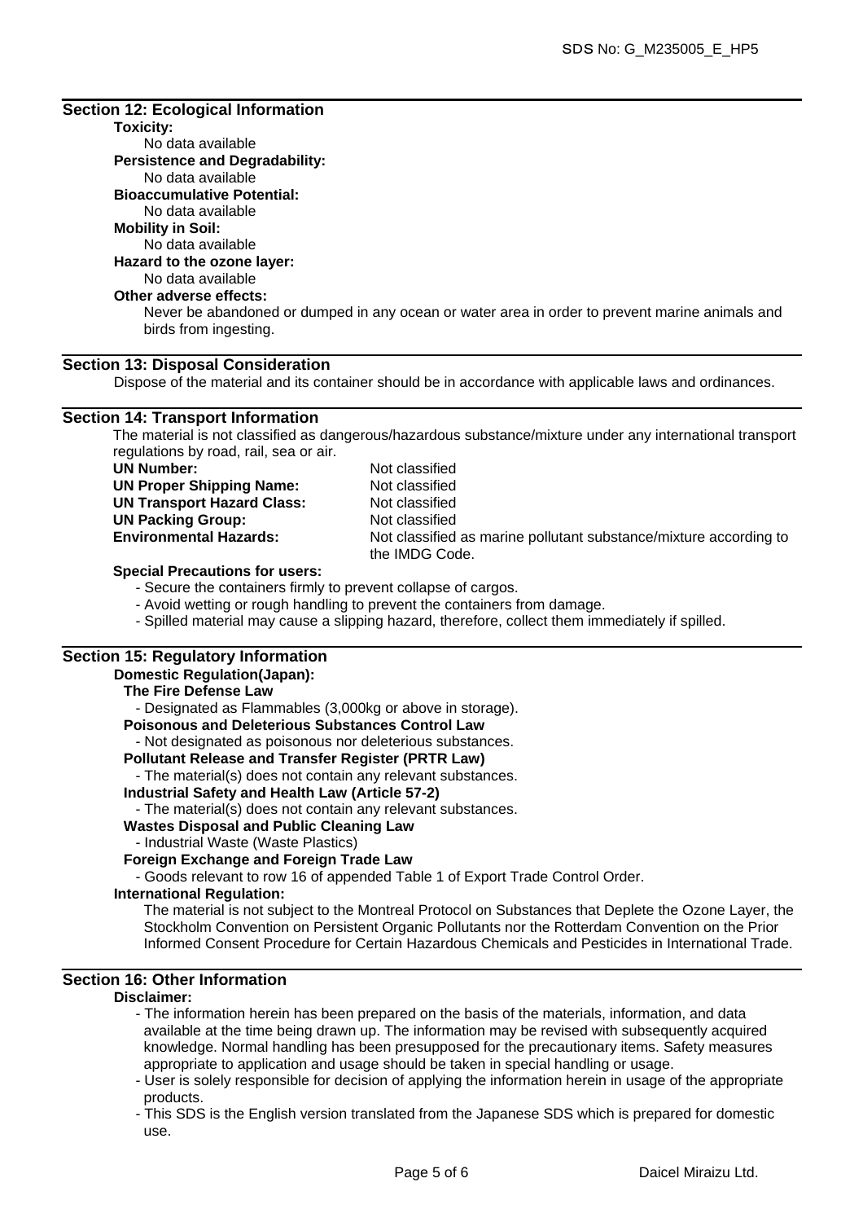## Section 12: Ecological Information

**Toxicity:**

No data available

**Persistence and Degradability:**

No data available

**Bioaccumulative Potential:**

No data available

**Mobility in Soil:**

No data available

**Hazard to the ozone layer:**

No data available

**Other adverse effects:**

Never be abandoned or dumped in any ocean or water area in order to prevent marine animals and birds from ingesting.

## Section 13: Disposal Consideration

Dispose of the material and its container should be in accordance with applicable laws and ordinances.

## Section 14: Transport Information

The material is not classified as dangerous/hazardous substance/mixture under any international transport regulations by road, rail, sea or air.

| | |
|---|---|
| **UN Number:** | Not classified |
| **UN Proper Shipping Name:** | Not classified |
| **UN Transport Hazard Class:** | Not classified |
| **UN Packing Group:** | Not classified |
| **Environmental Hazards:** | Not classified as marine pollutant substance/mixture according to the IMDG Code. |

**Special Precautions for users:**

- Secure the containers firmly to prevent collapse of cargos.
- Avoid wetting or rough handling to prevent the containers from damage.
- Spilled material may cause a slipping hazard, therefore, collect them immediately if spilled.

## Section 15: Regulatory Information

**Domestic Regulation(Japan):**

**The Fire Defense Law**

- Designated as Flammables (3,000kg or above in storage).

**Poisonous and Deleterious Substances Control Law**

- Not designated as poisonous nor deleterious substances.

**Pollutant Release and Transfer Register (PRTR Law)**

- The material(s) does not contain any relevant substances.

**Industrial Safety and Health Law (Article 57-2)**

- The material(s) does not contain any relevant substances.

**Wastes Disposal and Public Cleaning Law**

- Industrial Waste (Waste Plastics)

**Foreign Exchange and Foreign Trade Law**

- Goods relevant to row 16 of appended Table 1 of Export Trade Control Order.

**International Regulation:**

The material is not subject to the Montreal Protocol on Substances that Deplete the Ozone Layer, the Stockholm Convention on Persistent Organic Pollutants nor the Rotterdam Convention on the Prior Informed Consent Procedure for Certain Hazardous Chemicals and Pesticides in International Trade.

## Section 16: Other Information

**Disclaimer:**

- The information herein has been prepared on the basis of the materials, information, and data available at the time being drawn up. The information may be revised with subsequently acquired knowledge. Normal handling has been presupposed for the precautionary items. Safety measures appropriate to application and usage should be taken in special handling or usage.
- User is solely responsible for decision of applying the information herein in usage of the appropriate products.
- This SDS is the English version translated from the Japanese SDS which is prepared for domestic use.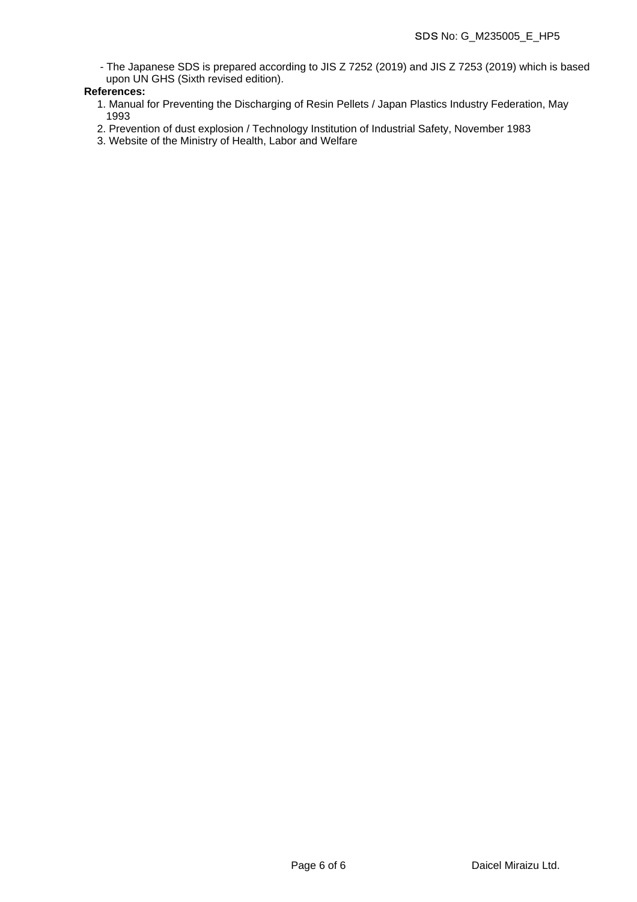- The Japanese SDS is prepared according to JIS Z 7252 (2019) and JIS Z 7253 (2019) which is based upon UN GHS (Sixth revised edition).

**References:**

1. Manual for Preventing the Discharging of Resin Pellets / Japan Plastics Industry Federation, May 1993
2. Prevention of dust explosion / Technology Institution of Industrial Safety, November 1983
3. Website of the Ministry of Health, Labor and Welfare